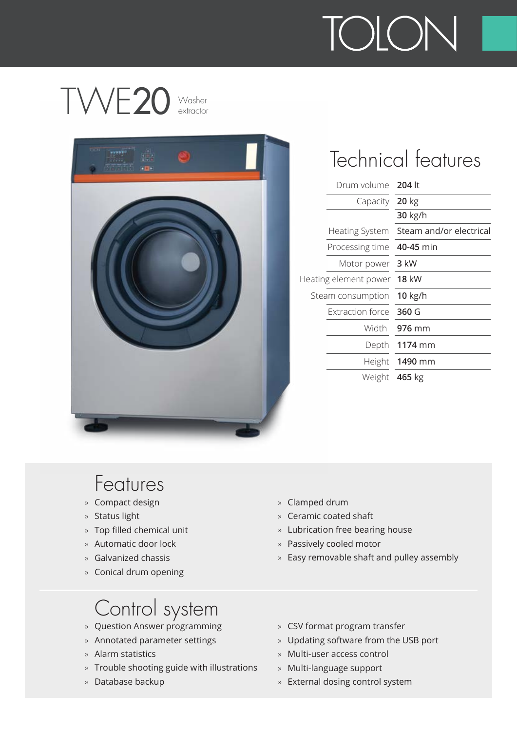TOLON

# TWE20 Washer extractor

## Technical features

| | |
|---|---|
| Drum volume | **204** lt |
| Capacity | **20** kg |
| | **30** kg/h |
| Heating System | Steam and/or electrical |
| Processing time | **40-45** min |
| Motor power | **3** kW |
| Heating element power | **18** kW |
| Steam consumption | **10** kg/h |
| Extraction force | **360** G |
| Width | **976** mm |
| Depth | **1174** mm |
| Height | **1490** mm |
| Weight | **465** kg |

## Features

- Compact design
- Status light
- Top filled chemical unit
- Automatic door lock
- Galvanized chassis
- Conical drum opening
- Clamped drum
- Ceramic coated shaft
- Lubrication free bearing house
- Passively cooled motor
- Easy removable shaft and pulley assembly

## Control system

- Question Answer programming
- Annotated parameter settings
- Alarm statistics
- Trouble shooting guide with illustrations
- Database backup
- CSV format program transfer
- Updating software from the USB port
- Multi-user access control
- Multi-language support
- External dosing control system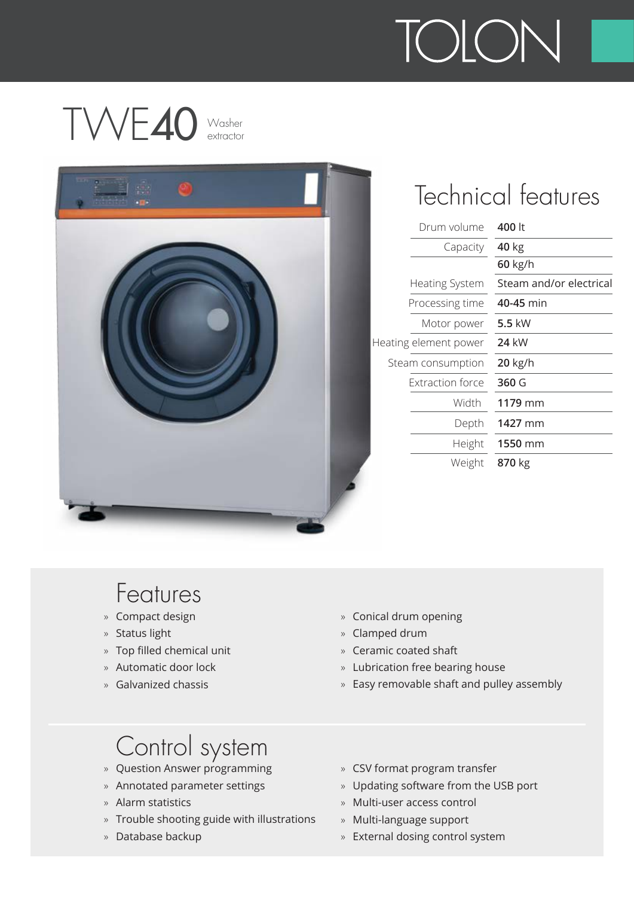# TWE40 Washer extractor

## Technical features

| | |
|---|---|
| Drum volume | **400** lt |
| Capacity | **40** kg |
| | **60** kg/h |
| Heating System | Steam and/or electrical |
| Processing time | **40-45** min |
| Motor power | **5.5** kW |
| Heating element power | **24** kW |
| Steam consumption | **20** kg/h |
| Extraction force | **360** G |
| Width | **1179** mm |
| Depth | **1427** mm |
| Height | **1550** mm |
| Weight | **870** kg |

## Features

- Compact design
- Status light
- Top filled chemical unit
- Automatic door lock
- Galvanized chassis
- Conical drum opening
- Clamped drum
- Ceramic coated shaft
- Lubrication free bearing house
- Easy removable shaft and pulley assembly

## Control system

- Question Answer programming
- Annotated parameter settings
- Alarm statistics
- Trouble shooting guide with illustrations
- Database backup
- CSV format program transfer
- Updating software from the USB port
- Multi-user access control
- Multi-language support
- External dosing control system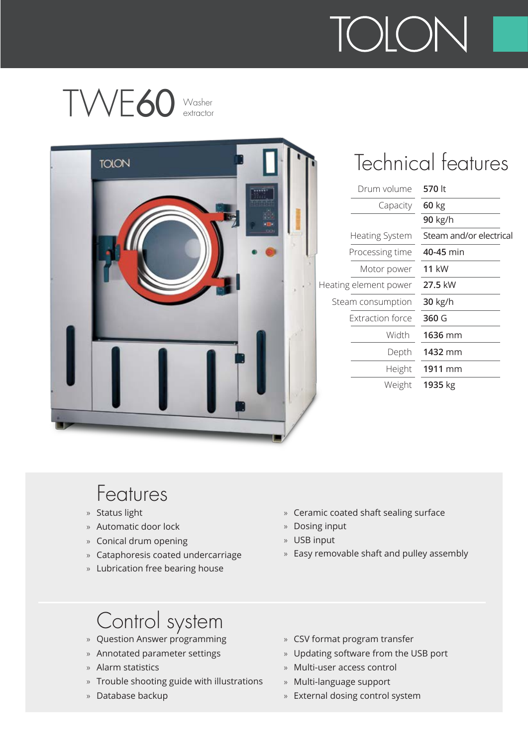# TWE60 Washer extractor

## Technical features

| | |
|---|---|
| Drum volume | **570** lt |
| Capacity | **60** kg |
| | **90** kg/h |
| Heating System | Steam and/or electrical |
| Processing time | **40-45** min |
| Motor power | **11** kW |
| Heating element power | **27.5** kW |
| Steam consumption | **30** kg/h |
| Extraction force | **360** G |
| Width | **1636** mm |
| Depth | **1432** mm |
| Height | **1911** mm |
| Weight | **1935** kg |

## Features

- Status light
- Automatic door lock
- Conical drum opening
- Cataphoresis coated undercarriage
- Lubrication free bearing house
- Ceramic coated shaft sealing surface
- Dosing input
- USB input
- Easy removable shaft and pulley assembly

## Control system

- Question Answer programming
- Annotated parameter settings
- Alarm statistics
- Trouble shooting guide with illustrations
- Database backup
- CSV format program transfer
- Updating software from the USB port
- Multi-user access control
- Multi-language support
- External dosing control system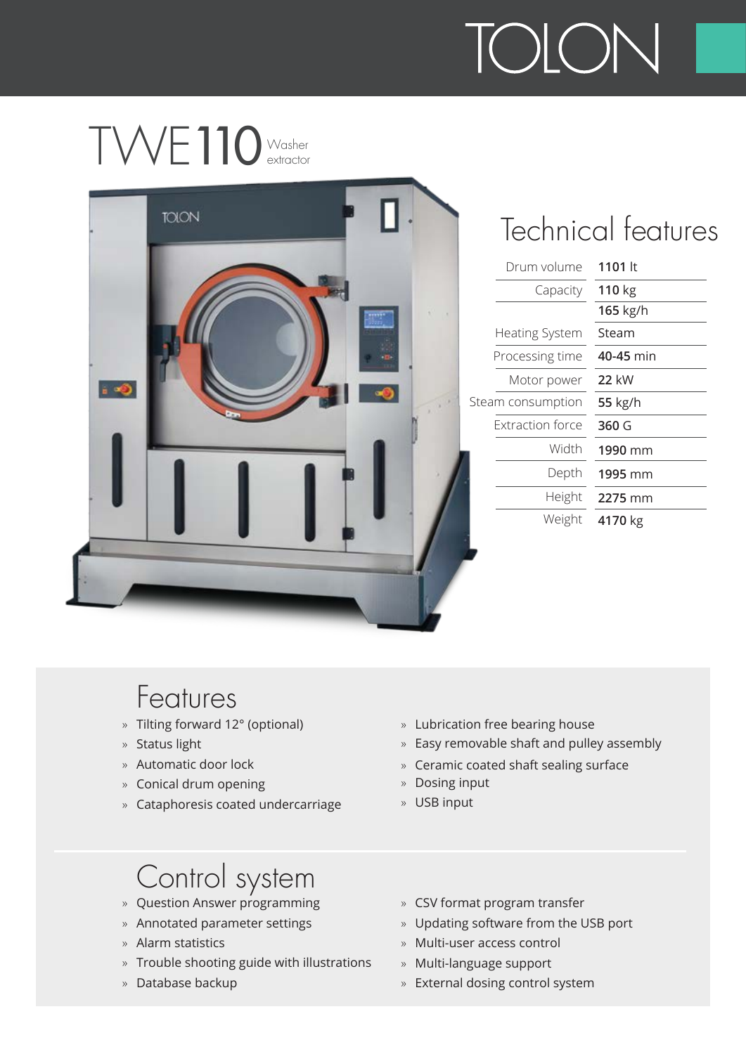# TWE110 Washer extractor

## Technical features

| | |
|---|---|
| Drum volume | **1101** lt |
| Capacity | **110** kg |
| | **165** kg/h |
| Heating System | Steam |
| Processing time | **40-45** min |
| Motor power | **22** kW |
| Steam consumption | **55** kg/h |
| Extraction force | **360** G |
| Width | **1990** mm |
| Depth | **1995** mm |
| Height | **2275** mm |
| Weight | **4170** kg |

## Features

- Tilting forward 12° (optional)
- Status light
- Automatic door lock
- Conical drum opening
- Cataphoresis coated undercarriage
- Lubrication free bearing house
- Easy removable shaft and pulley assembly
- Ceramic coated shaft sealing surface
- Dosing input
- USB input

## Control system

- Question Answer programming
- Annotated parameter settings
- Alarm statistics
- Trouble shooting guide with illustrations
- Database backup
- CSV format program transfer
- Updating software from the USB port
- Multi-user access control
- Multi-language support
- External dosing control system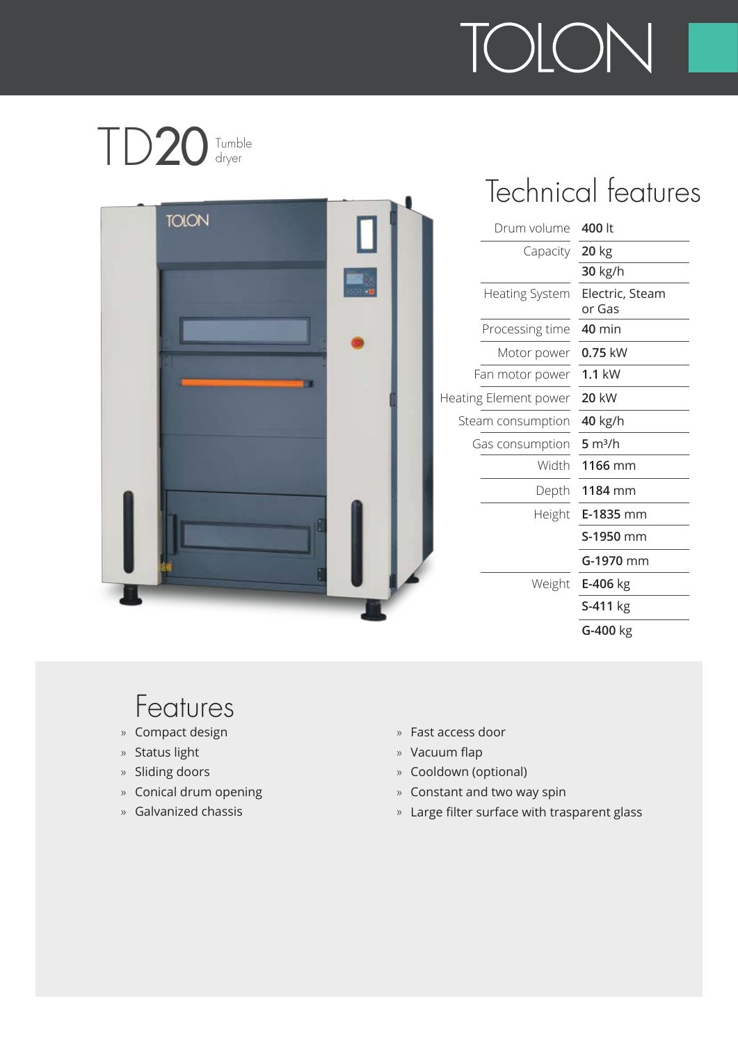# TD20 Tumble dryer

## Technical features

| | |
|---|---|
| Drum volume | **400** lt |
| Capacity | **20** kg |
| | **30** kg/h |
| Heating System | Electric, Steam or Gas |
| Processing time | **40** min |
| Motor power | **0.75** kW |
| Fan motor power | **1.1** kW |
| Heating Element power | **20** kW |
| Steam consumption | **40** kg/h |
| Gas consumption | **5** m³/h |
| Width | **1166** mm |
| Depth | **1184** mm |
| Height | **E-1835** mm |
| | **S-1950** mm |
| | **G-1970** mm |
| Weight | **E-406** kg |
| | **S-411** kg |
| | **G-400** kg |

## Features

- Compact design
- Status light
- Sliding doors
- Conical drum opening
- Galvanized chassis
- Fast access door
- Vacuum flap
- Cooldown (optional)
- Constant and two way spin
- Large filter surface with trasparent glass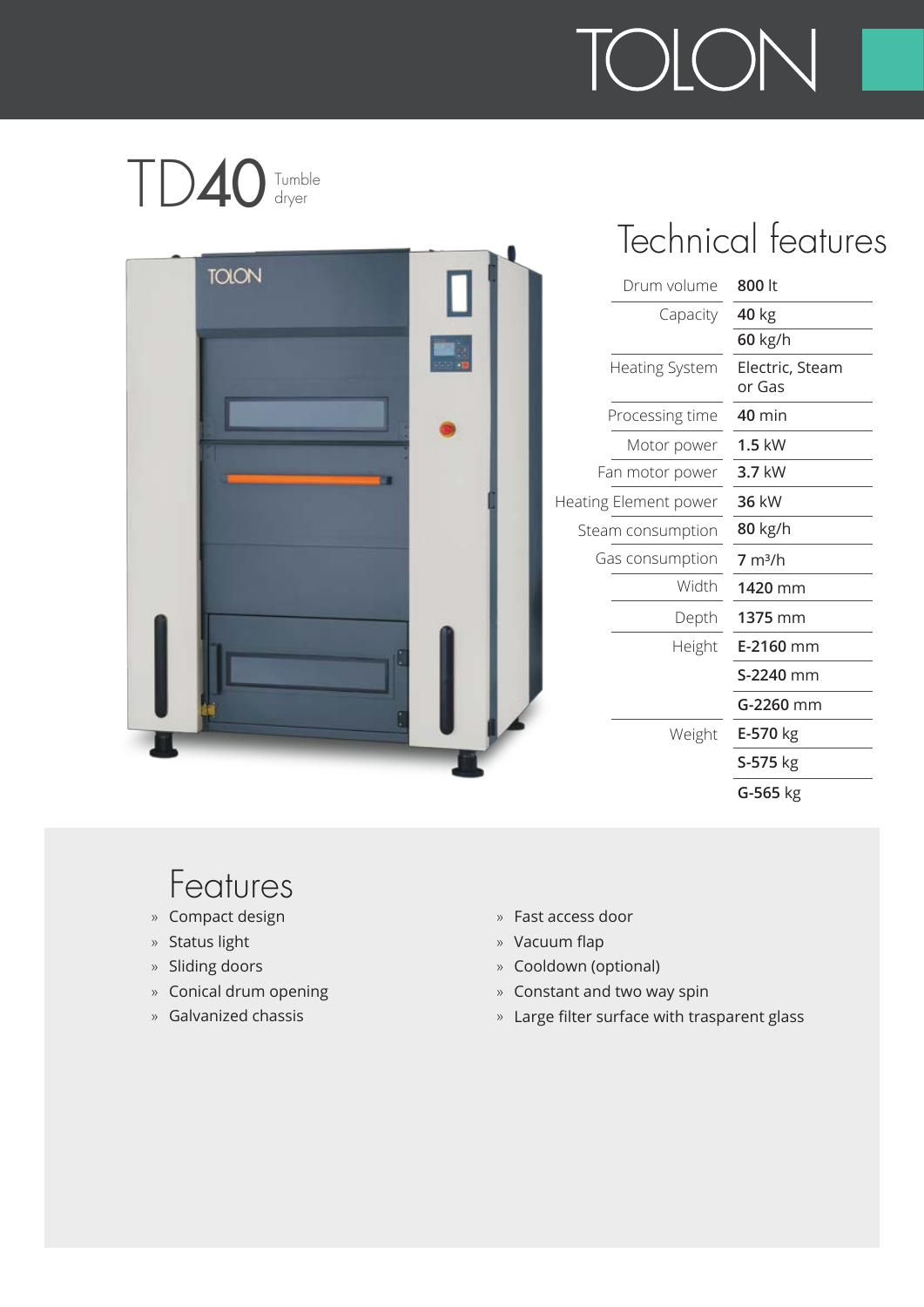TOLON

# TD40 Tumble dryer

## Technical features

| | |
|---|---|
| Drum volume | **800** lt |
| Capacity | **40** kg |
| | **60** kg/h |
| Heating System | Electric, Steam or Gas |
| Processing time | **40** min |
| Motor power | **1.5** kW |
| Fan motor power | **3.7** kW |
| Heating Element power | **36** kW |
| Steam consumption | **80** kg/h |
| Gas consumption | **7** m³/h |
| Width | **1420** mm |
| Depth | **1375** mm |
| Height | **E-2160** mm |
| | **S-2240** mm |
| | **G-2260** mm |
| Weight | **E-570** kg |
| | **S-575** kg |
| | **G-565** kg |

## Features

- Compact design
- Status light
- Sliding doors
- Conical drum opening
- Galvanized chassis
- Fast access door
- Vacuum flap
- Cooldown (optional)
- Constant and two way spin
- Large filter surface with trasparent glass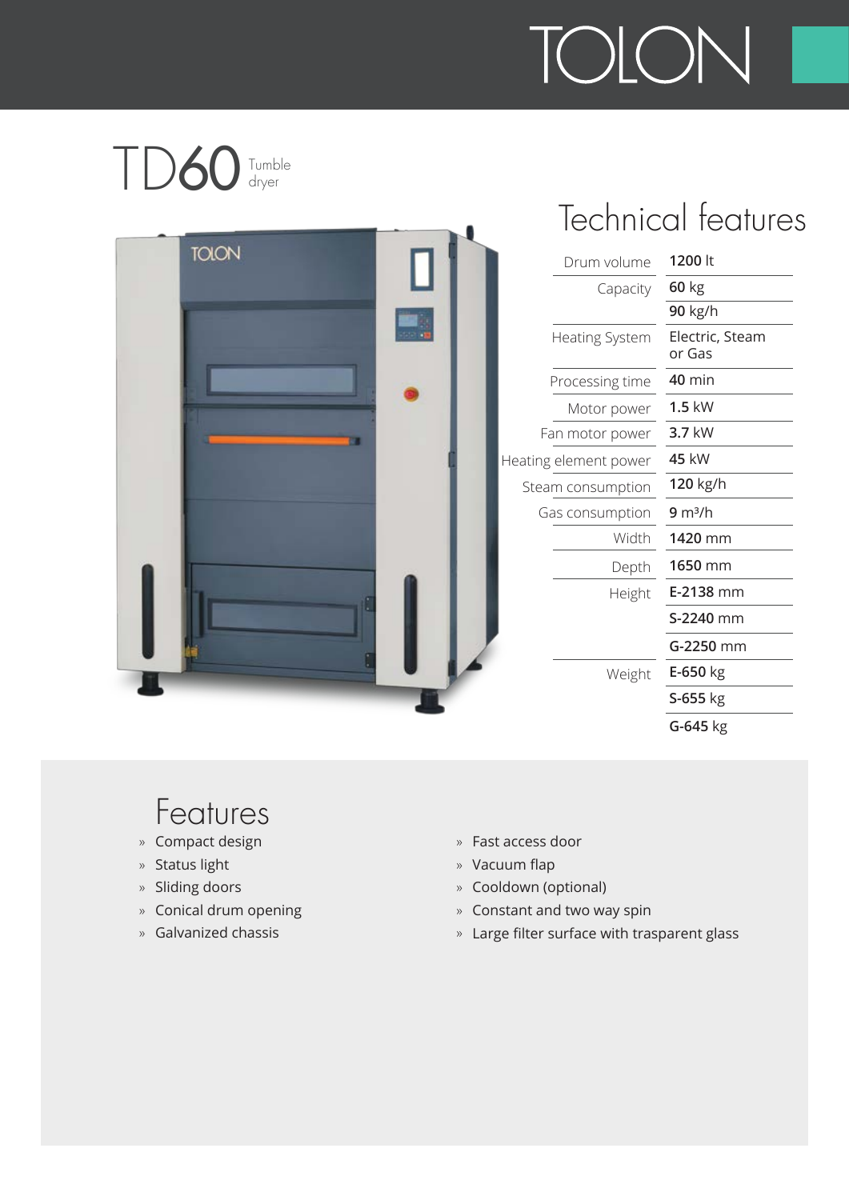# TD60 Tumble dryer

## Technical features

| | |
|---|---|
| Drum volume | **1200** lt |
| Capacity | **60** kg |
| | **90** kg/h |
| Heating System | Electric, Steam or Gas |
| Processing time | **40** min |
| Motor power | **1.5** kW |
| Fan motor power | **3.7** kW |
| Heating element power | **45** kW |
| Steam consumption | **120** kg/h |
| Gas consumption | **9** m³/h |
| Width | **1420** mm |
| Depth | **1650** mm |
| Height | **E-2138** mm |
| | **S-2240** mm |
| | **G-2250** mm |
| Weight | **E-650** kg |
| | **S-655** kg |
| | **G-645** kg |

## Features

- Compact design
- Status light
- Sliding doors
- Conical drum opening
- Galvanized chassis
- Fast access door
- Vacuum flap
- Cooldown (optional)
- Constant and two way spin
- Large filter surface with trasparent glass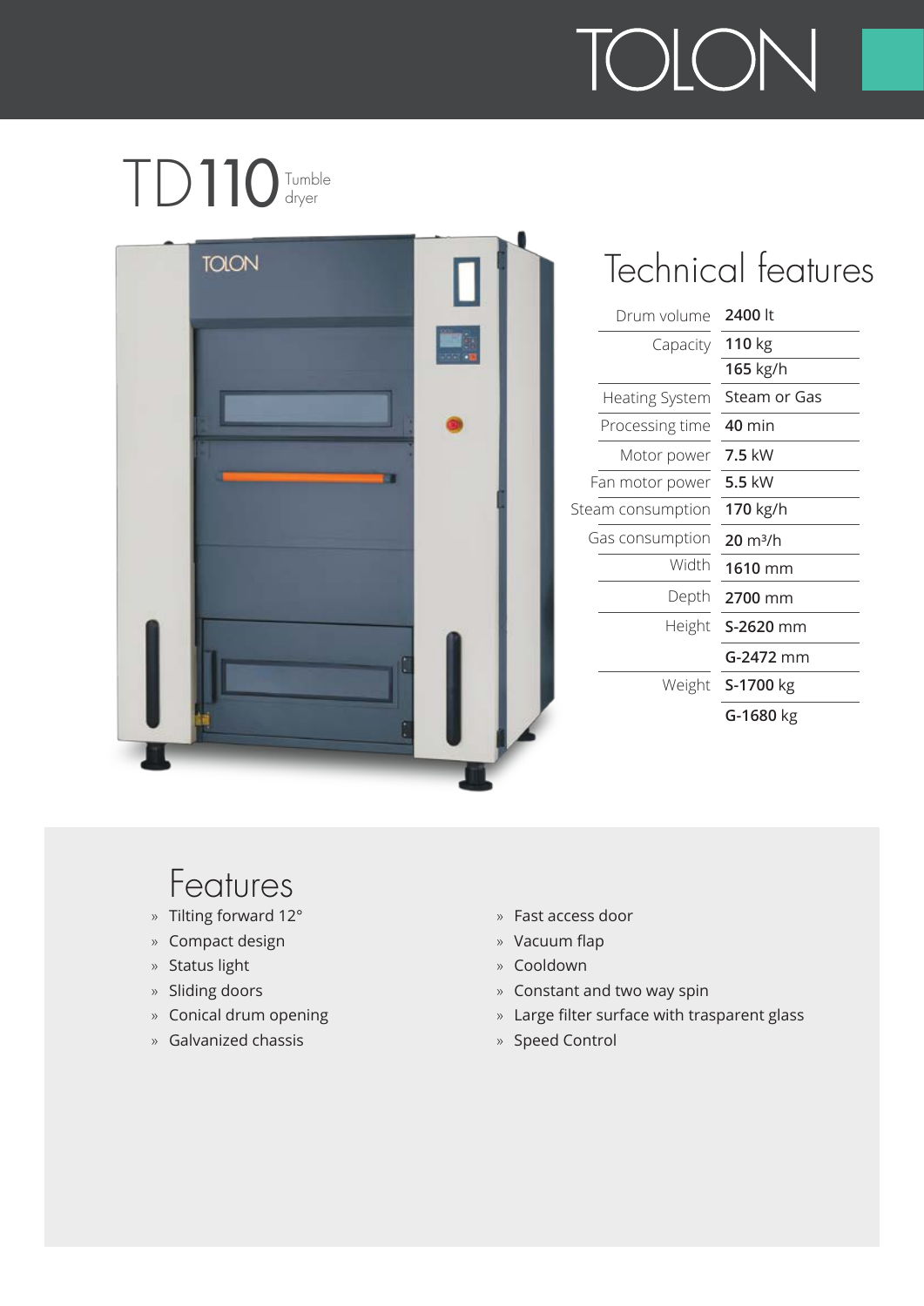# TD110 Tumble dryer

## Technical features

| | |
|---|---|
| Drum volume | **2400** lt |
| Capacity | **110** kg |
| | **165** kg/h |
| Heating System | Steam or Gas |
| Processing time | **40** min |
| Motor power | **7.5** kW |
| Fan motor power | **5.5** kW |
| Steam consumption | **170** kg/h |
| Gas consumption | **20** m³/h |
| Width | **1610** mm |
| Depth | **2700** mm |
| Height | **S-2620** mm |
| | **G-2472** mm |
| Weight | **S-1700** kg |
| | **G-1680** kg |

## Features

- Tilting forward 12°
- Compact design
- Status light
- Sliding doors
- Conical drum opening
- Galvanized chassis
- Fast access door
- Vacuum flap
- Cooldown
- Constant and two way spin
- Large filter surface with trasparent glass
- Speed Control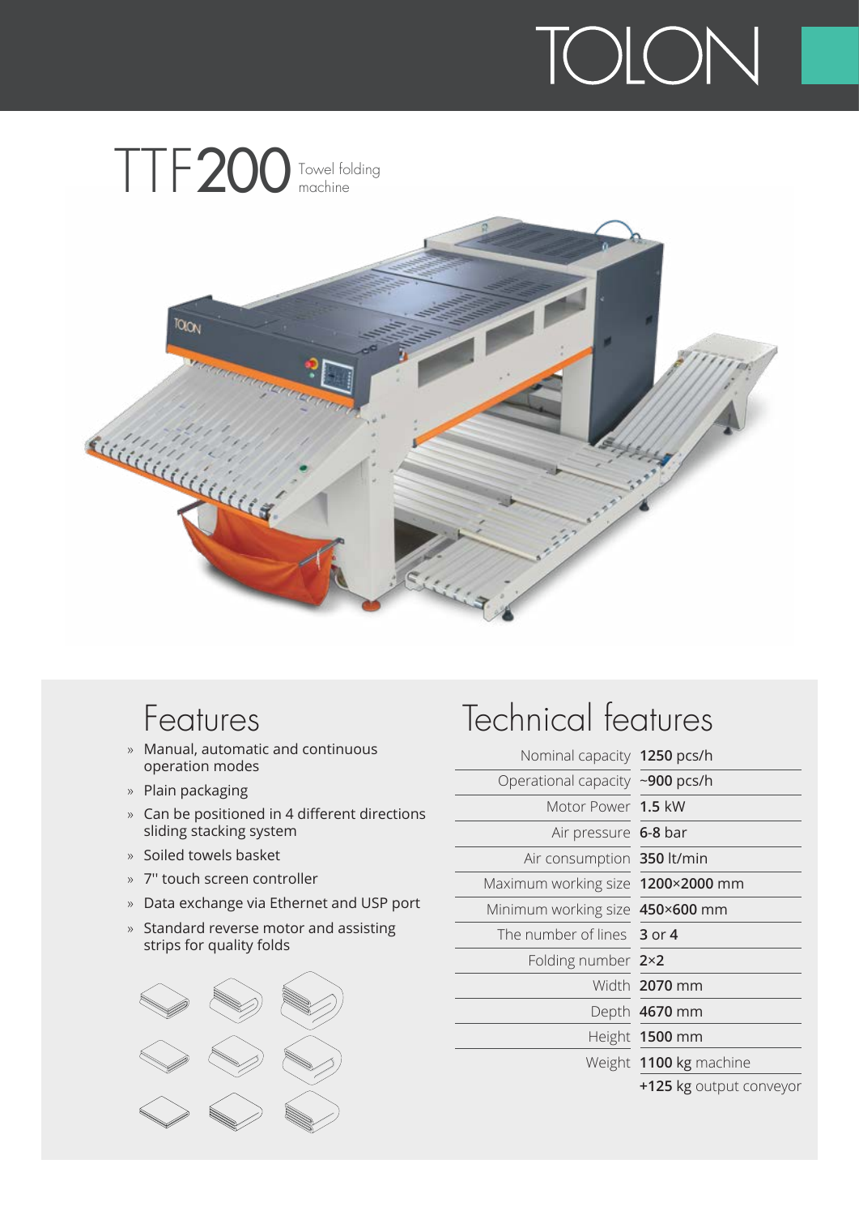TOLON

# TTF200 Towel folding machine

## Features

- Manual, automatic and continuous operation modes
- Plain packaging
- Can be positioned in 4 different directions sliding stacking system
- Soiled towels basket
- 7'' touch screen controller
- Data exchange via Ethernet and USP port
- Standard reverse motor and assisting strips for quality folds

## Technical features

| | |
|---|---|
| Nominal capacity | **1250** pcs/h |
| Operational capacity | **~900** pcs/h |
| Motor Power | **1.5** kW |
| Air pressure | **6-8** bar |
| Air consumption | **350** lt/min |
| Maximum working size | **1200×2000** mm |
| Minimum working size | **450×600** mm |
| The number of lines | **3** or **4** |
| Folding number | **2×2** |
| Width | **2070** mm |
| Depth | **4670** mm |
| Height | **1500** mm |
| Weight | **1100** kg machine |
| | **+125** kg output conveyor |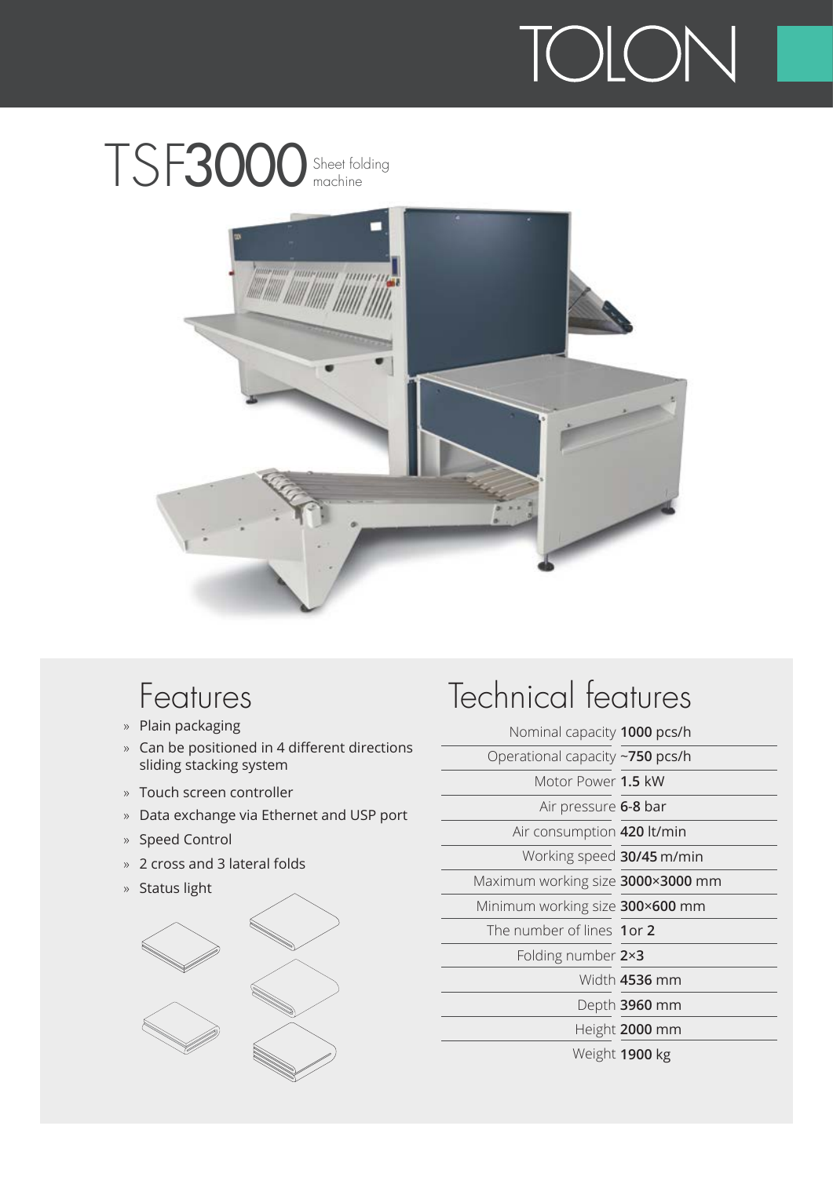TOLON

# TSF3000 Sheet folding machine

## Features

- Plain packaging
- Can be positioned in 4 different directions sliding stacking system
- Touch screen controller
- Data exchange via Ethernet and USP port
- Speed Control
- 2 cross and 3 lateral folds
- Status light

## Technical features

| | |
|---|---|
| Nominal capacity | **1000** pcs/h |
| Operational capacity | ~**750** pcs/h |
| Motor Power | **1.5** kW |
| Air pressure | **6-8** bar |
| Air consumption | **420** lt/min |
| Working speed | **30/45** m/min |
| Maximum working size | **3000×3000** mm |
| Minimum working size | **300×600** mm |
| The number of lines | **1** or **2** |
| Folding number | **2×3** |
| Width | **4536** mm |
| Depth | **3960** mm |
| Height | **2000** mm |
| Weight | **1900** kg |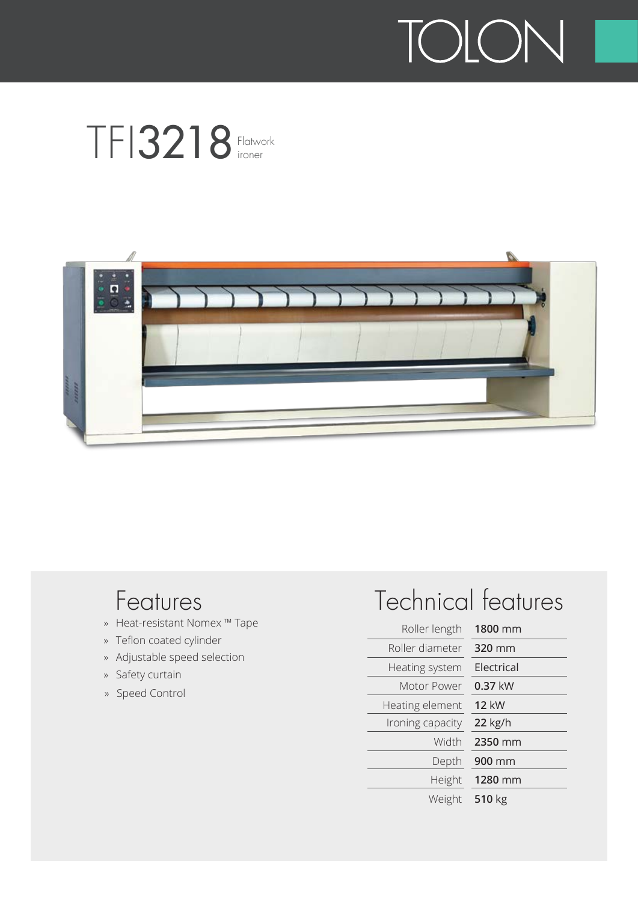TOLON

# TFI3218 Flatwork ironer

## Features

- Heat-resistant Nomex ™ Tape
- Teflon coated cylinder
- Adjustable speed selection
- Safety curtain
- Speed Control

## Technical features

| | |
|---|---|
| Roller length | **1800** mm |
| Roller diameter | **320** mm |
| Heating system | Electrical |
| Motor Power | **0.37** kW |
| Heating element | **12** kW |
| Ironing capacity | **22** kg/h |
| Width | **2350** mm |
| Depth | **900** mm |
| Height | **1280** mm |
| Weight | **510** kg |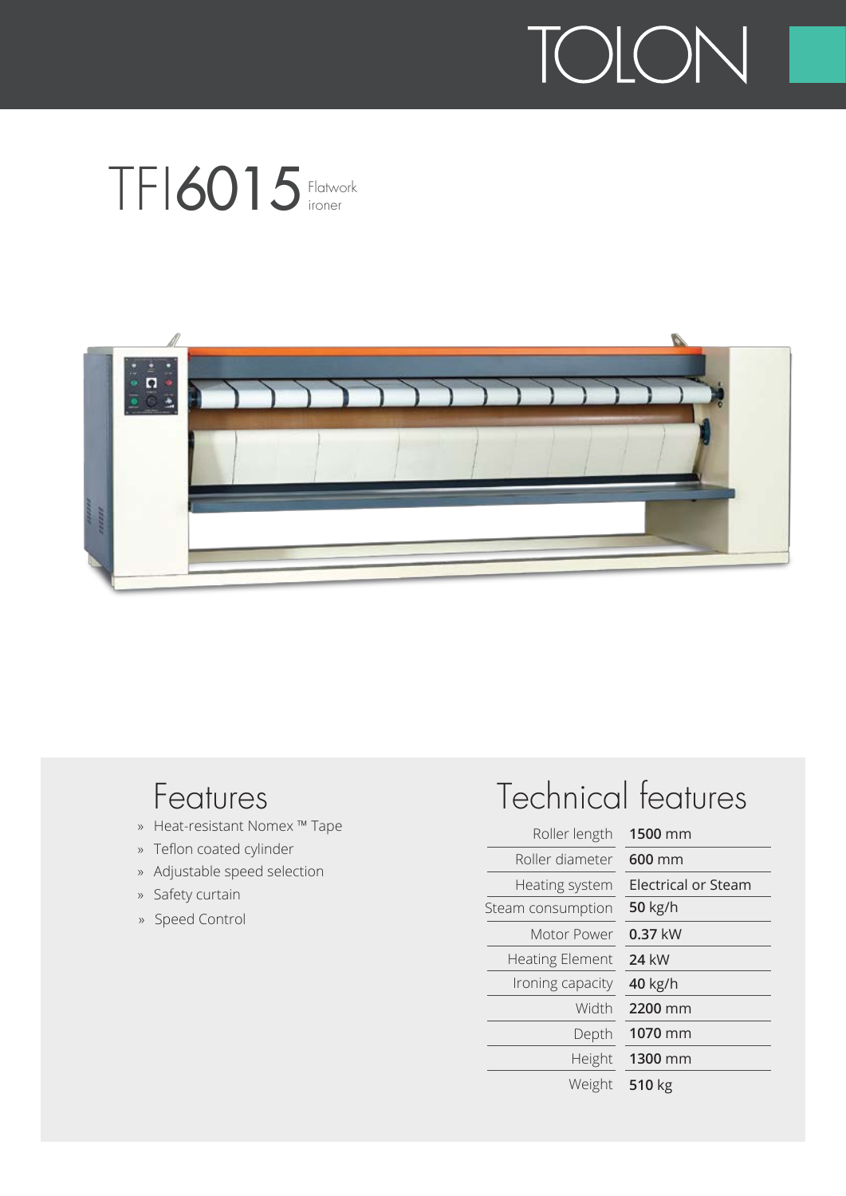# TFI6015 Flatwork ironer

## Features

- Heat-resistant Nomex ™ Tape
- Teflon coated cylinder
- Adjustable speed selection
- Safety curtain
- Speed Control

## Technical features

| | |
|---|---|
| Roller length | **1500** mm |
| Roller diameter | **600** mm |
| Heating system | Electrical or Steam |
| Steam consumption | **50** kg/h |
| Motor Power | **0.37** kW |
| Heating Element | **24** kW |
| Ironing capacity | **40** kg/h |
| Width | **2200** mm |
| Depth | **1070** mm |
| Height | **1300** mm |
| Weight | **510** kg |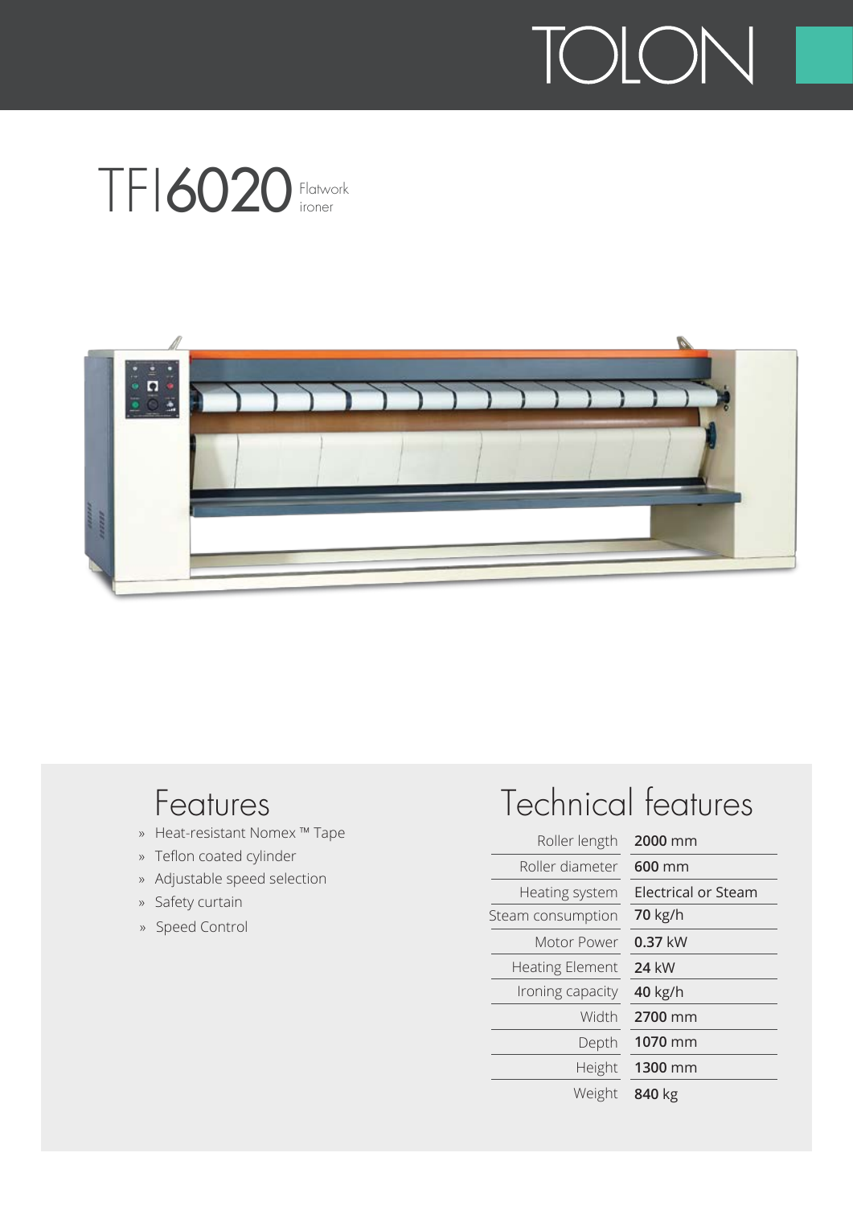TOLON

# TFI6020 Flatwork ironer

## Features

- Heat-resistant Nomex ™ Tape
- Teflon coated cylinder
- Adjustable speed selection
- Safety curtain
- Speed Control

## Technical features

| | |
|---|---|
| Roller length | **2000** mm |
| Roller diameter | **600** mm |
| Heating system | Electrical or Steam |
| Steam consumption | **70** kg/h |
| Motor Power | **0.37** kW |
| Heating Element | **24** kW |
| Ironing capacity | **40** kg/h |
| Width | **2700** mm |
| Depth | **1070** mm |
| Height | **1300** mm |
| Weight | **840** kg |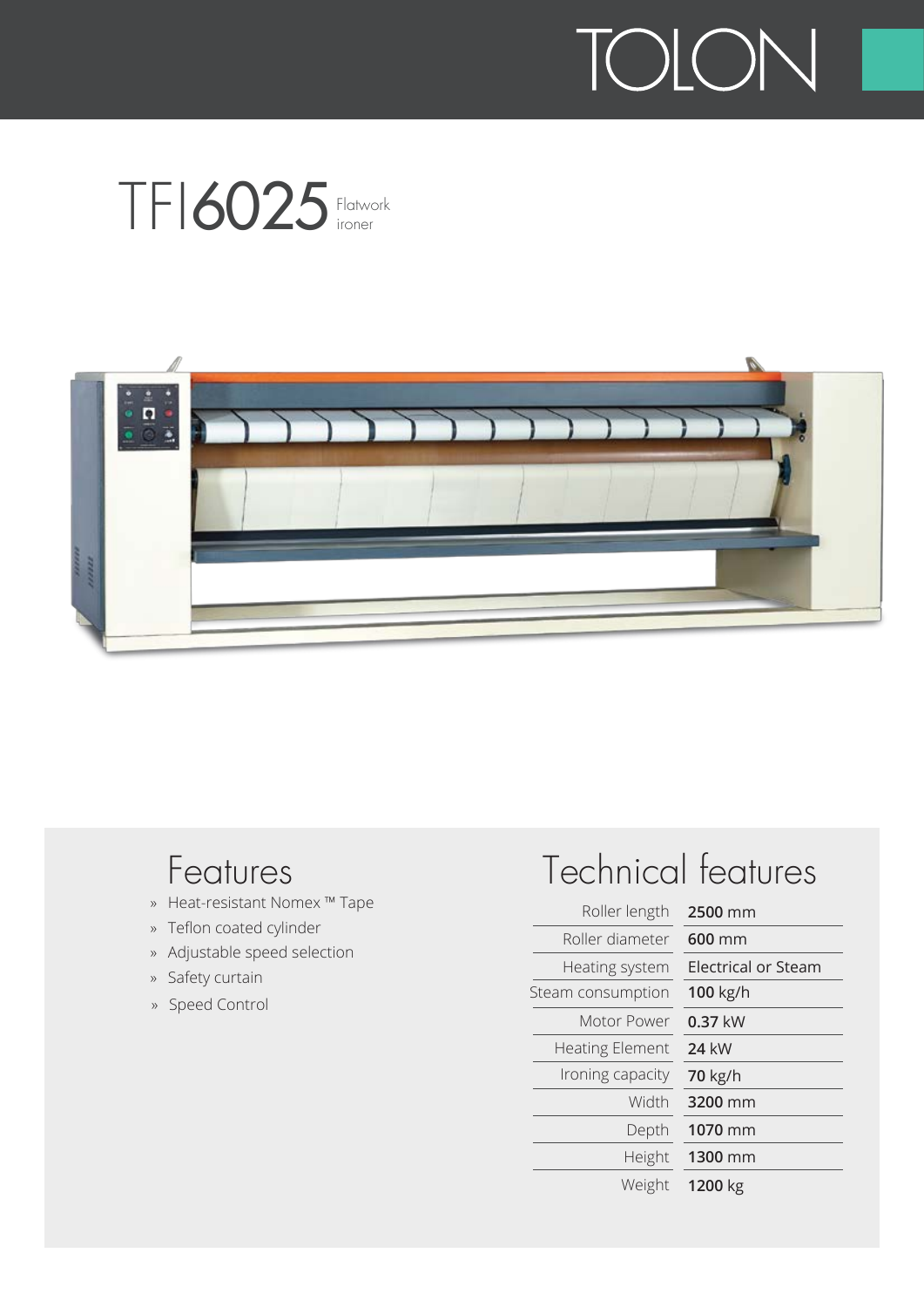TOLON

# TFI6025 Flatwork ironer

## Features

- Heat-resistant Nomex ™ Tape
- Teflon coated cylinder
- Adjustable speed selection
- Safety curtain
- Speed Control

## Technical features

| | |
|---|---|
| Roller length | **2500** mm |
| Roller diameter | **600** mm |
| Heating system | Electrical or Steam |
| Steam consumption | **100** kg/h |
| Motor Power | **0.37** kW |
| Heating Element | **24** kW |
| Ironing capacity | **70** kg/h |
| Width | **3200** mm |
| Depth | **1070** mm |
| Height | **1300** mm |
| Weight | **1200** kg |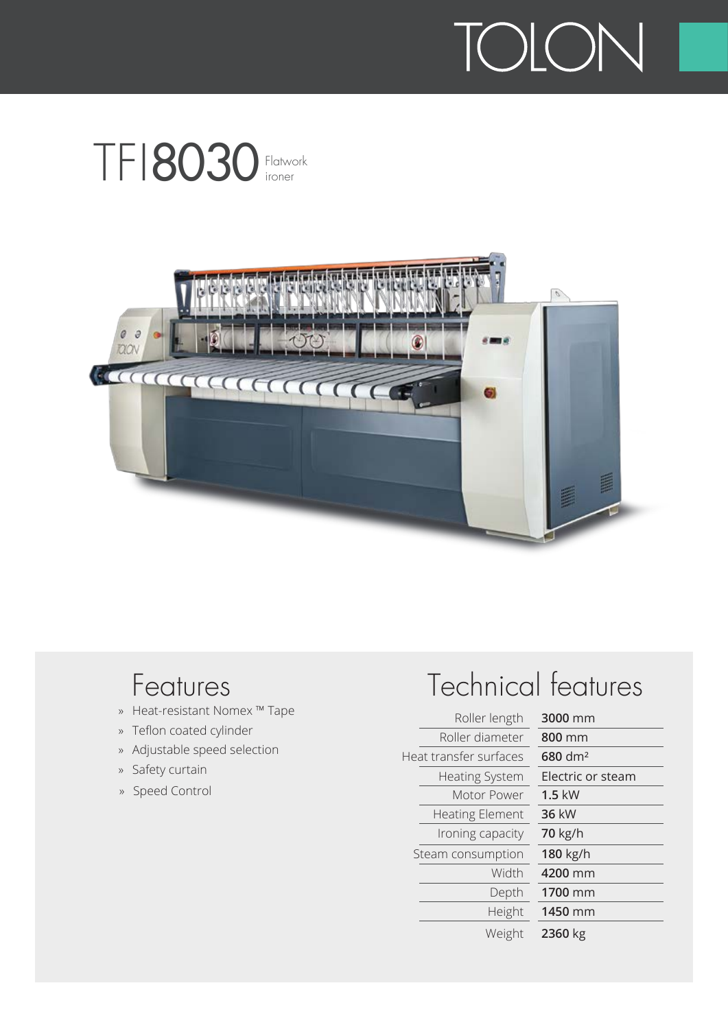TOLON

# TFI8030 Flatwork ironer

## Features

- Heat-resistant Nomex ™ Tape
- Teflon coated cylinder
- Adjustable speed selection
- Safety curtain
- Speed Control

## Technical features

| | |
|---|---|
| Roller length | **3000** mm |
| Roller diameter | **800** mm |
| Heat transfer surfaces | **680** dm² |
| Heating System | Electric or steam |
| Motor Power | **1.5** kW |
| Heating Element | **36** kW |
| Ironing capacity | **70** kg/h |
| Steam consumption | **180** kg/h |
| Width | **4200** mm |
| Depth | **1700** mm |
| Height | **1450** mm |
| Weight | **2360** kg |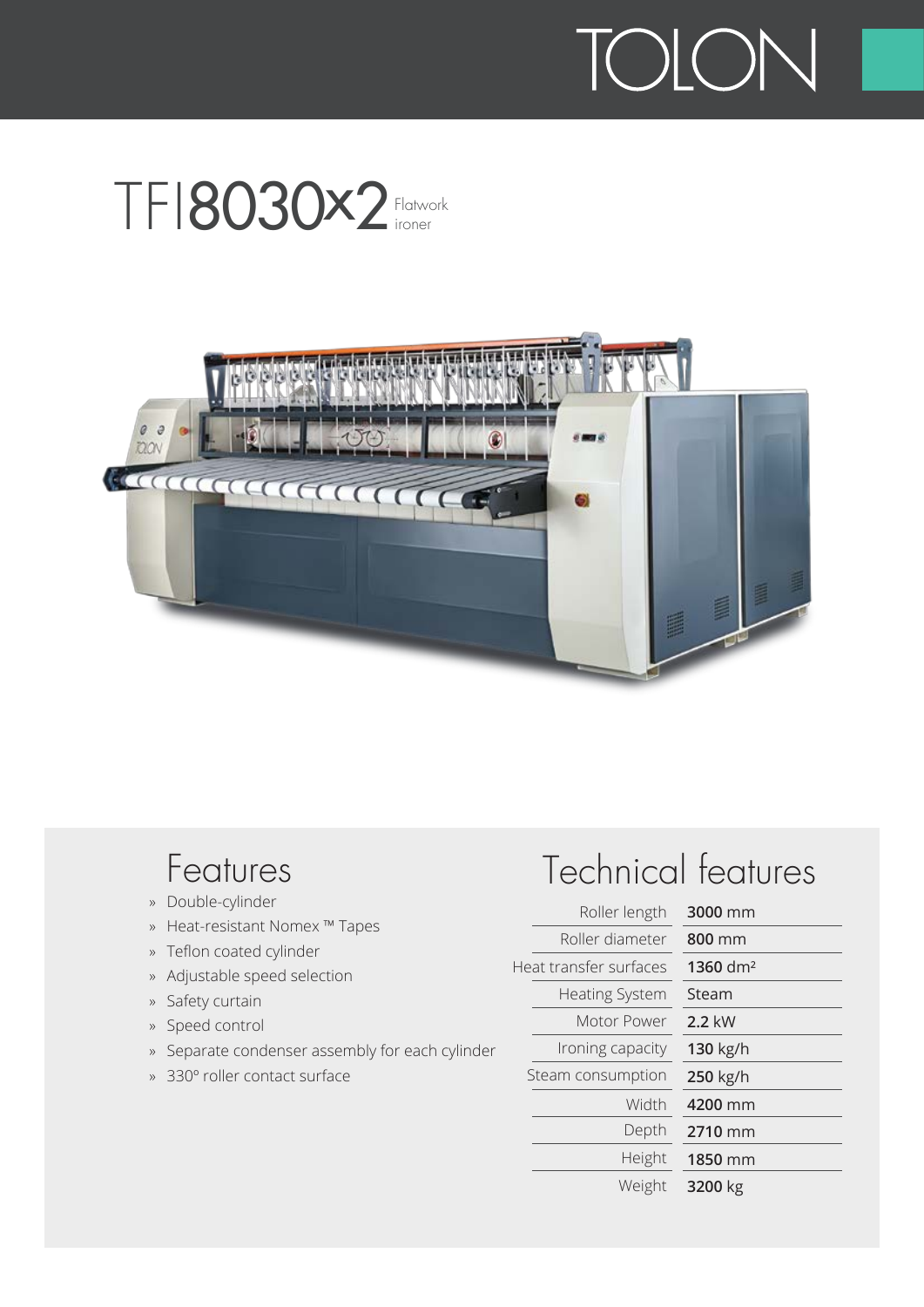TOLON

# TFI8030x2 Flatwork ironer

## Features

- » Double-cylinder
- » Heat-resistant Nomex ™ Tapes
- » Teflon coated cylinder
- » Adjustable speed selection
- » Safety curtain
- » Speed control
- » Separate condenser assembly for each cylinder
- » 330º roller contact surface

## Technical features

| | |
|---|---|
| Roller length | **3000** mm |
| Roller diameter | **800** mm |
| Heat transfer surfaces | **1360** dm² |
| Heating System | Steam |
| Motor Power | **2.2** kW |
| Ironing capacity | **130** kg/h |
| Steam consumption | **250** kg/h |
| Width | **4200** mm |
| Depth | **2710** mm |
| Height | **1850** mm |
| Weight | **3200** kg |